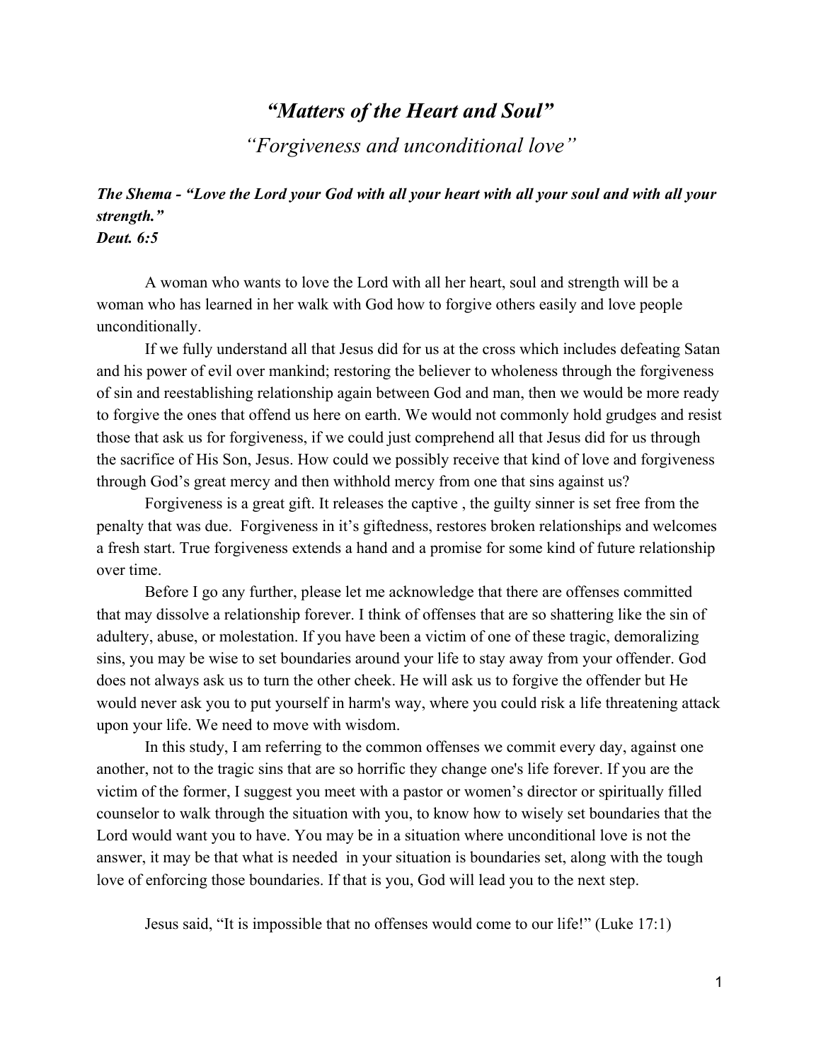# *“Matters of the Heart and Soul”*

## *“Forgiveness and unconditional love”*

***The Shema - “Love the Lord your God with all your heart with all your soul and with all your strength.”***
***Deut. 6:5***

A woman who wants to love the Lord with all her heart, soul and strength will be a woman who has learned in her walk with God how to forgive others easily and love people unconditionally.

If we fully understand all that Jesus did for us at the cross which includes defeating Satan and his power of evil over mankind; restoring the believer to wholeness through the forgiveness of sin and reestablishing relationship again between God and man, then we would be more ready to forgive the ones that offend us here on earth. We would not commonly hold grudges and resist those that ask us for forgiveness, if we could just comprehend all that Jesus did for us through the sacrifice of His Son, Jesus. How could we possibly receive that kind of love and forgiveness through God’s great mercy and then withhold mercy from one that sins against us?

Forgiveness is a great gift. It releases the captive , the guilty sinner is set free from the penalty that was due. Forgiveness in it’s giftedness, restores broken relationships and welcomes a fresh start. True forgiveness extends a hand and a promise for some kind of future relationship over time.

Before I go any further, please let me acknowledge that there are offenses committed that may dissolve a relationship forever. I think of offenses that are so shattering like the sin of adultery, abuse, or molestation. If you have been a victim of one of these tragic, demoralizing sins, you may be wise to set boundaries around your life to stay away from your offender. God does not always ask us to turn the other cheek. He will ask us to forgive the offender but He would never ask you to put yourself in harm's way, where you could risk a life threatening attack upon your life. We need to move with wisdom.

In this study, I am referring to the common offenses we commit every day, against one another, not to the tragic sins that are so horrific they change one's life forever. If you are the victim of the former, I suggest you meet with a pastor or women’s director or spiritually filled counselor to walk through the situation with you, to know how to wisely set boundaries that the Lord would want you to have. You may be in a situation where unconditional love is not the answer, it may be that what is needed in your situation is boundaries set, along with the tough love of enforcing those boundaries. If that is you, God will lead you to the next step.

Jesus said, “It is impossible that no offenses would come to our life!” (Luke 17:1)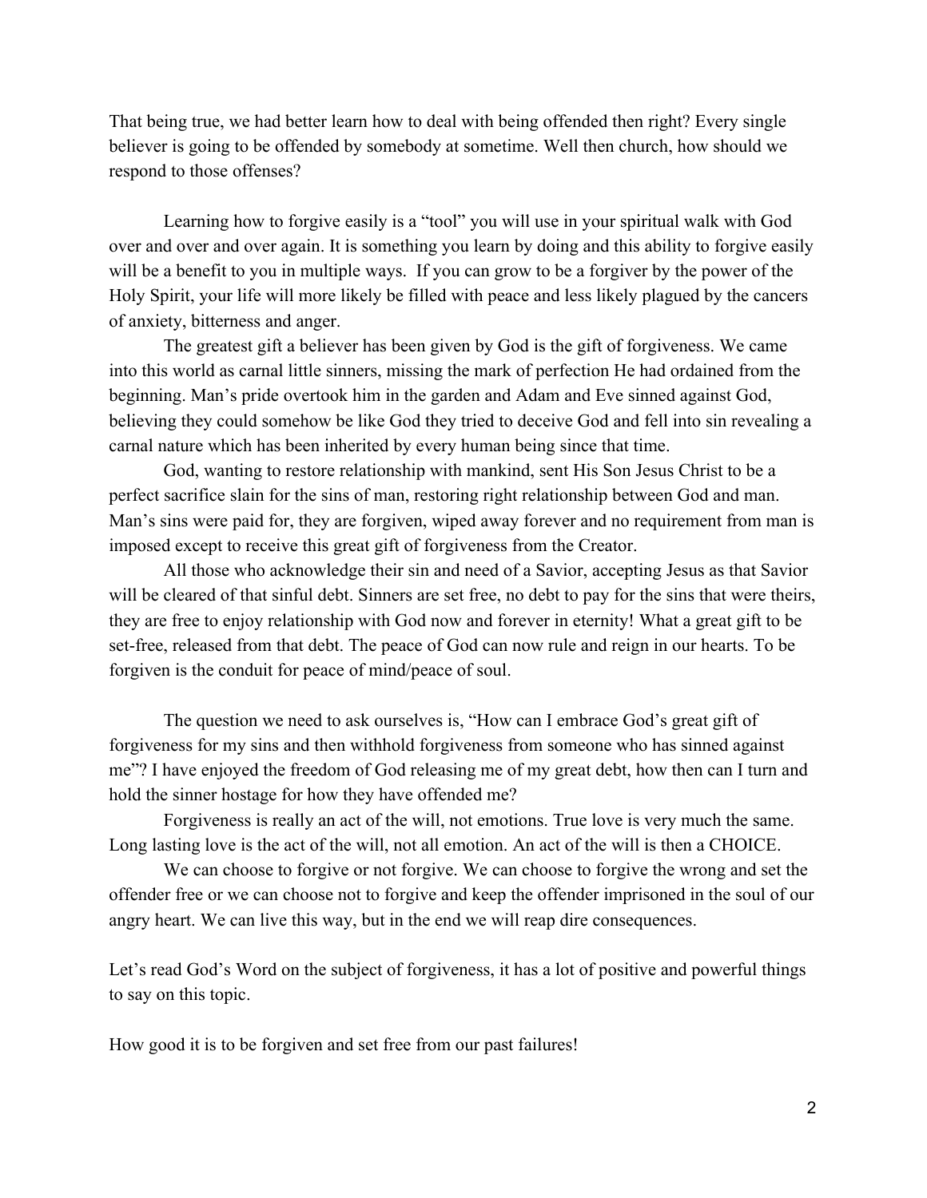That being true, we had better learn how to deal with being offended then right? Every single believer is going to be offended by somebody at sometime. Well then church, how should we respond to those offenses?

Learning how to forgive easily is a "tool" you will use in your spiritual walk with God over and over and over again. It is something you learn by doing and this ability to forgive easily will be a benefit to you in multiple ways. If you can grow to be a forgiver by the power of the Holy Spirit, your life will more likely be filled with peace and less likely plagued by the cancers of anxiety, bitterness and anger.

The greatest gift a believer has been given by God is the gift of forgiveness. We came into this world as carnal little sinners, missing the mark of perfection He had ordained from the beginning. Man's pride overtook him in the garden and Adam and Eve sinned against God, believing they could somehow be like God they tried to deceive God and fell into sin revealing a carnal nature which has been inherited by every human being since that time.

God, wanting to restore relationship with mankind, sent His Son Jesus Christ to be a perfect sacrifice slain for the sins of man, restoring right relationship between God and man. Man's sins were paid for, they are forgiven, wiped away forever and no requirement from man is imposed except to receive this great gift of forgiveness from the Creator.

All those who acknowledge their sin and need of a Savior, accepting Jesus as that Savior will be cleared of that sinful debt. Sinners are set free, no debt to pay for the sins that were theirs, they are free to enjoy relationship with God now and forever in eternity! What a great gift to be set-free, released from that debt. The peace of God can now rule and reign in our hearts. To be forgiven is the conduit for peace of mind/peace of soul.

The question we need to ask ourselves is, "How can I embrace God's great gift of forgiveness for my sins and then withhold forgiveness from someone who has sinned against me"? I have enjoyed the freedom of God releasing me of my great debt, how then can I turn and hold the sinner hostage for how they have offended me?

Forgiveness is really an act of the will, not emotions. True love is very much the same. Long lasting love is the act of the will, not all emotion. An act of the will is then a CHOICE.

We can choose to forgive or not forgive. We can choose to forgive the wrong and set the offender free or we can choose not to forgive and keep the offender imprisoned in the soul of our angry heart. We can live this way, but in the end we will reap dire consequences.

Let's read God's Word on the subject of forgiveness, it has a lot of positive and powerful things to say on this topic.

How good it is to be forgiven and set free from our past failures!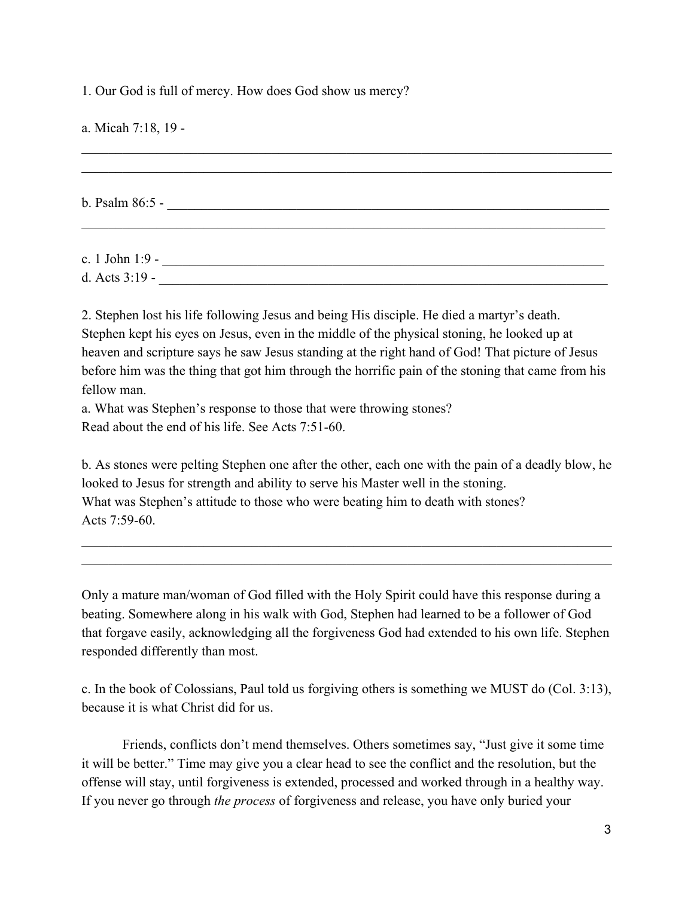1. Our God is full of mercy. How does God show us mercy?

a. Micah 7:18, 19 -

________________________________________________________________________________

________________________________________________________________________________

b. Psalm 86:5 - ____________________________________________________________

________________________________________________________________________________

c. 1 John 1:9 - ____________________________________________________________

d. Acts 3:19 - _____________________________________________________________

2. Stephen lost his life following Jesus and being His disciple. He died a martyr's death. Stephen kept his eyes on Jesus, even in the middle of the physical stoning, he looked up at heaven and scripture says he saw Jesus standing at the right hand of God! That picture of Jesus before him was the thing that got him through the horrific pain of the stoning that came from his fellow man.

a. What was Stephen's response to those that were throwing stones?
Read about the end of his life. See Acts 7:51-60.

b. As stones were pelting Stephen one after the other, each one with the pain of a deadly blow, he looked to Jesus for strength and ability to serve his Master well in the stoning.
What was Stephen's attitude to those who were beating him to death with stones?
Acts 7:59-60.

________________________________________________________________________________

________________________________________________________________________________

Only a mature man/woman of God filled with the Holy Spirit could have this response during a beating. Somewhere along in his walk with God, Stephen had learned to be a follower of God that forgave easily, acknowledging all the forgiveness God had extended to his own life. Stephen responded differently than most.

c. In the book of Colossians, Paul told us forgiving others is something we MUST do (Col. 3:13), because it is what Christ did for us.

Friends, conflicts don't mend themselves. Others sometimes say, "Just give it some time it will be better." Time may give you a clear head to see the conflict and the resolution, but the offense will stay, until forgiveness is extended, processed and worked through in a healthy way. If you never go through *the process* of forgiveness and release, you have only buried your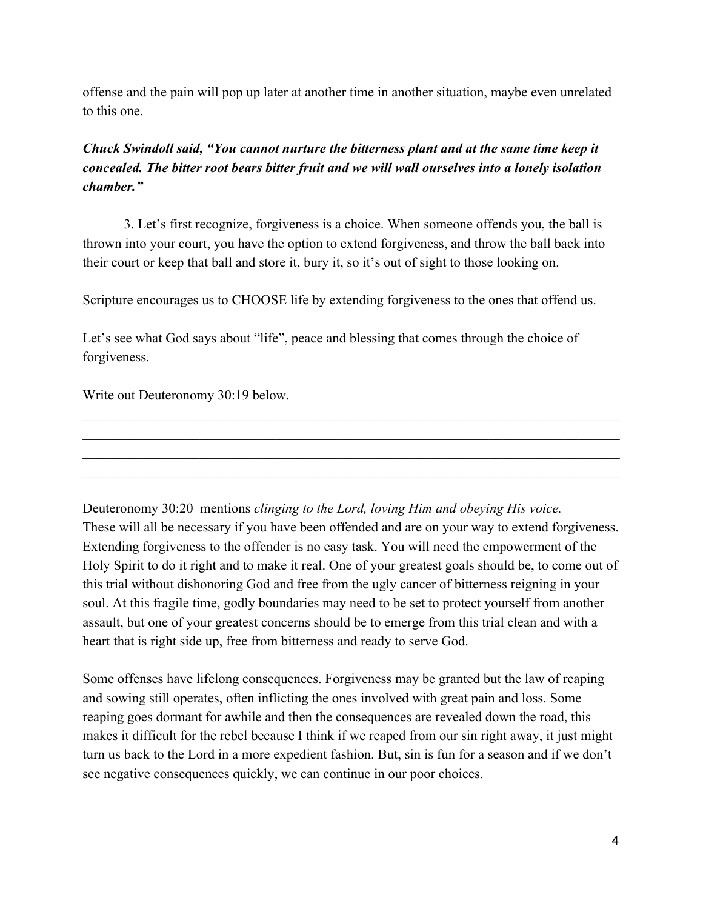offense and the pain will pop up later at another time in another situation, maybe even unrelated to this one.

***Chuck Swindoll said, "You cannot nurture the bitterness plant and at the same time keep it concealed. The bitter root bears bitter fruit and we will wall ourselves into a lonely isolation chamber."***

3. Let's first recognize, forgiveness is a choice. When someone offends you, the ball is thrown into your court, you have the option to extend forgiveness, and throw the ball back into their court or keep that ball and store it, bury it, so it's out of sight to those looking on.

Scripture encourages us to CHOOSE life by extending forgiveness to the ones that offend us.

Let's see what God says about "life", peace and blessing that comes through the choice of forgiveness.

Write out Deuteronomy 30:19 below.

\_\_\_\_\_\_\_\_\_\_\_\_\_\_\_\_\_\_\_\_\_\_\_\_\_\_\_\_\_\_\_\_\_\_\_\_\_\_\_\_\_\_\_\_\_\_\_\_\_\_\_\_\_\_\_\_\_\_\_\_\_\_\_\_\_\_\_\_\_\_\_\_\_\_\_\_

\_\_\_\_\_\_\_\_\_\_\_\_\_\_\_\_\_\_\_\_\_\_\_\_\_\_\_\_\_\_\_\_\_\_\_\_\_\_\_\_\_\_\_\_\_\_\_\_\_\_\_\_\_\_\_\_\_\_\_\_\_\_\_\_\_\_\_\_\_\_\_\_\_\_\_\_

\_\_\_\_\_\_\_\_\_\_\_\_\_\_\_\_\_\_\_\_\_\_\_\_\_\_\_\_\_\_\_\_\_\_\_\_\_\_\_\_\_\_\_\_\_\_\_\_\_\_\_\_\_\_\_\_\_\_\_\_\_\_\_\_\_\_\_\_\_\_\_\_\_\_\_\_

\_\_\_\_\_\_\_\_\_\_\_\_\_\_\_\_\_\_\_\_\_\_\_\_\_\_\_\_\_\_\_\_\_\_\_\_\_\_\_\_\_\_\_\_\_\_\_\_\_\_\_\_\_\_\_\_\_\_\_\_\_\_\_\_\_\_\_\_\_\_\_\_\_\_\_\_

Deuteronomy 30:20 mentions *clinging to the Lord, loving Him and obeying His voice.* These will all be necessary if you have been offended and are on your way to extend forgiveness. Extending forgiveness to the offender is no easy task. You will need the empowerment of the Holy Spirit to do it right and to make it real. One of your greatest goals should be, to come out of this trial without dishonoring God and free from the ugly cancer of bitterness reigning in your soul. At this fragile time, godly boundaries may need to be set to protect yourself from another assault, but one of your greatest concerns should be to emerge from this trial clean and with a heart that is right side up, free from bitterness and ready to serve God.

Some offenses have lifelong consequences. Forgiveness may be granted but the law of reaping and sowing still operates, often inflicting the ones involved with great pain and loss. Some reaping goes dormant for awhile and then the consequences are revealed down the road, this makes it difficult for the rebel because I think if we reaped from our sin right away, it just might turn us back to the Lord in a more expedient fashion. But, sin is fun for a season and if we don't see negative consequences quickly, we can continue in our poor choices.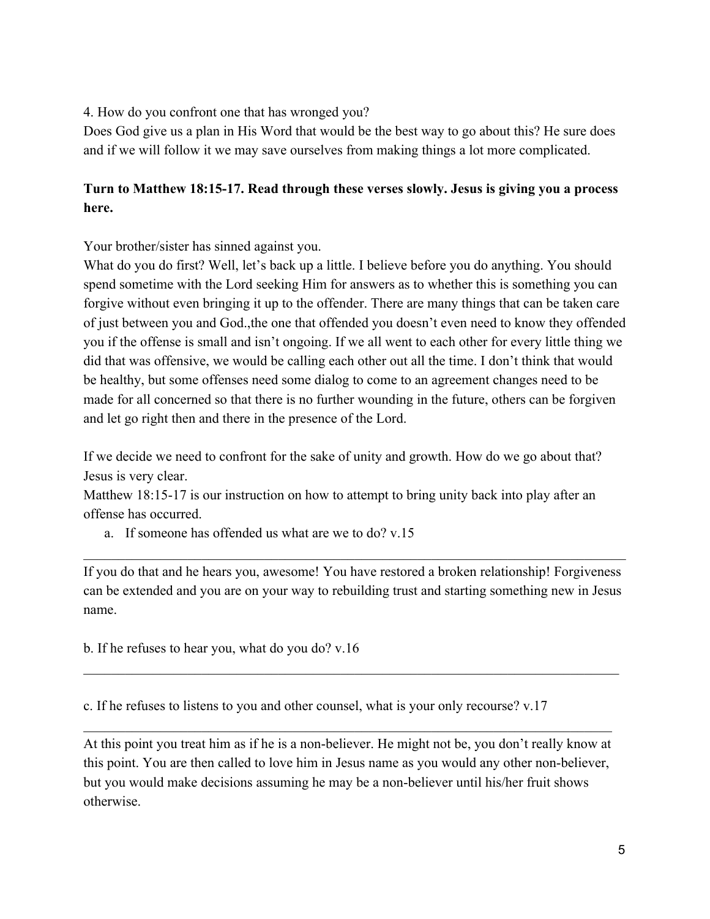4. How do you confront one that has wronged you?

Does God give us a plan in His Word that would be the best way to go about this? He sure does and if we will follow it we may save ourselves from making things a lot more complicated.

**Turn to Matthew 18:15-17. Read through these verses slowly. Jesus is giving you a process here.**

Your brother/sister has sinned against you.

What do you do first? Well, let's back up a little. I believe before you do anything. You should spend sometime with the Lord seeking Him for answers as to whether this is something you can forgive without even bringing it up to the offender. There are many things that can be taken care of just between you and God.,the one that offended you doesn't even need to know they offended you if the offense is small and isn't ongoing. If we all went to each other for every little thing we did that was offensive, we would be calling each other out all the time. I don't think that would be healthy, but some offenses need some dialog to come to an agreement changes need to be made for all concerned so that there is no further wounding in the future, others can be forgiven and let go right then and there in the presence of the Lord.

If we decide we need to confront for the sake of unity and growth. How do we go about that? Jesus is very clear.

Matthew 18:15-17 is our instruction on how to attempt to bring unity back into play after an offense has occurred.

a. If someone has offended us what are we to do? v.15

___________________________________________________________________________

If you do that and he hears you, awesome! You have restored a broken relationship! Forgiveness can be extended and you are on your way to rebuilding trust and starting something new in Jesus name.

b. If he refuses to hear you, what do you do? v.16

___________________________________________________________________________

c. If he refuses to listens to you and other counsel, what is your only recourse? v.17

___________________________________________________________________________

At this point you treat him as if he is a non-believer. He might not be, you don't really know at this point. You are then called to love him in Jesus name as you would any other non-believer, but you would make decisions assuming he may be a non-believer until his/her fruit shows otherwise.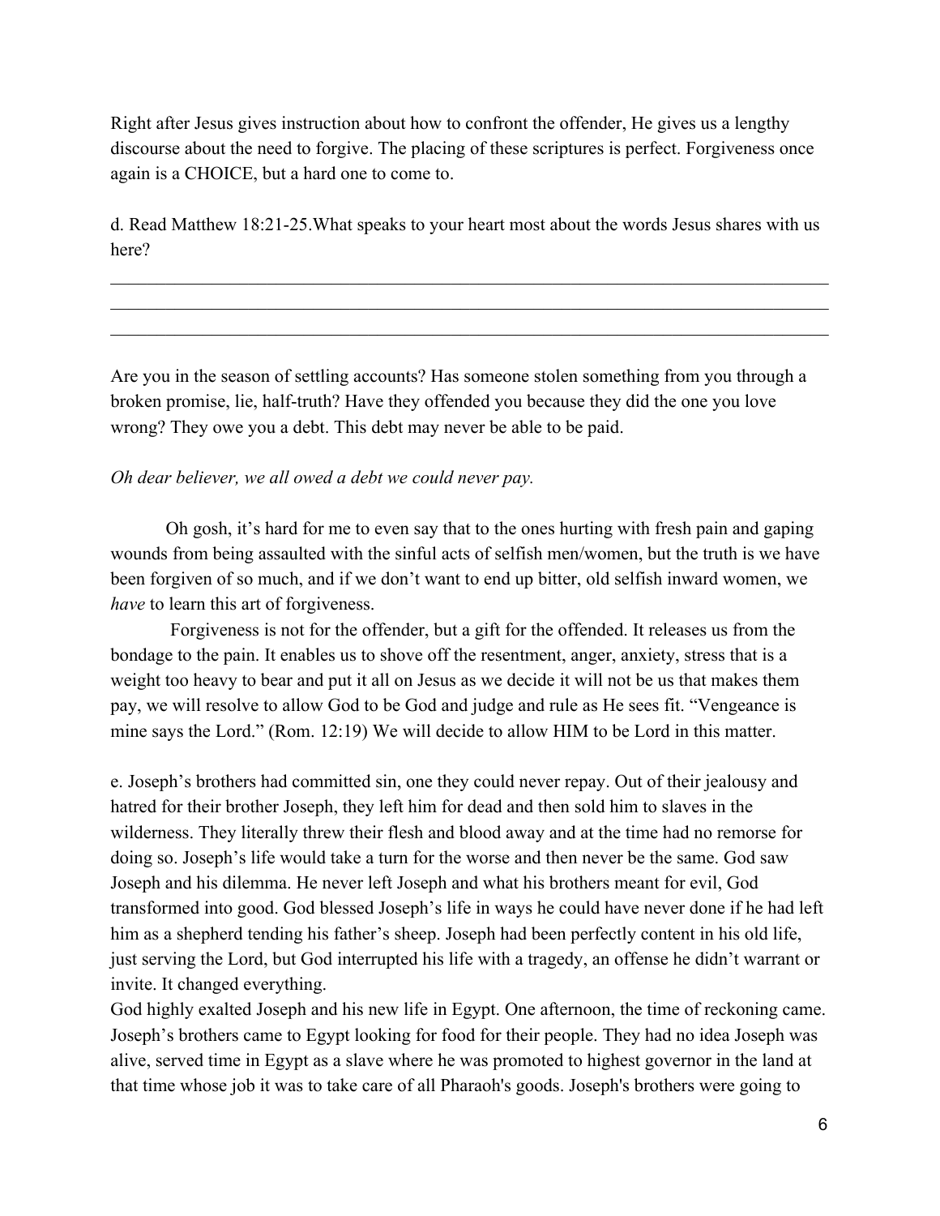Right after Jesus gives instruction about how to confront the offender, He gives us a lengthy discourse about the need to forgive. The placing of these scriptures is perfect. Forgiveness once again is a CHOICE, but a hard one to come to.

d. Read Matthew 18:21-25.What speaks to your heart most about the words Jesus shares with us here?

\_\_\_\_\_\_\_\_\_\_\_\_\_\_\_\_\_\_\_\_\_\_\_\_\_\_\_\_\_\_\_\_\_\_\_\_\_\_\_\_\_\_\_\_\_\_\_\_\_\_\_\_\_\_\_\_\_\_\_\_\_\_\_\_\_\_\_\_\_\_\_\_\_\_\_\_\_\_
\_\_\_\_\_\_\_\_\_\_\_\_\_\_\_\_\_\_\_\_\_\_\_\_\_\_\_\_\_\_\_\_\_\_\_\_\_\_\_\_\_\_\_\_\_\_\_\_\_\_\_\_\_\_\_\_\_\_\_\_\_\_\_\_\_\_\_\_\_\_\_\_\_\_\_\_\_\_
\_\_\_\_\_\_\_\_\_\_\_\_\_\_\_\_\_\_\_\_\_\_\_\_\_\_\_\_\_\_\_\_\_\_\_\_\_\_\_\_\_\_\_\_\_\_\_\_\_\_\_\_\_\_\_\_\_\_\_\_\_\_\_\_\_\_\_\_\_\_\_\_\_\_\_\_\_\_

Are you in the season of settling accounts? Has someone stolen something from you through a broken promise, lie, half-truth? Have they offended you because they did the one you love wrong? They owe you a debt. This debt may never be able to be paid.

*Oh dear believer, we all owed a debt we could never pay.*

Oh gosh, it's hard for me to even say that to the ones hurting with fresh pain and gaping wounds from being assaulted with the sinful acts of selfish men/women, but the truth is we have been forgiven of so much, and if we don't want to end up bitter, old selfish inward women, we *have* to learn this art of forgiveness.

Forgiveness is not for the offender, but a gift for the offended. It releases us from the bondage to the pain. It enables us to shove off the resentment, anger, anxiety, stress that is a weight too heavy to bear and put it all on Jesus as we decide it will not be us that makes them pay, we will resolve to allow God to be God and judge and rule as He sees fit. "Vengeance is mine says the Lord." (Rom. 12:19) We will decide to allow HIM to be Lord in this matter.

e. Joseph's brothers had committed sin, one they could never repay. Out of their jealousy and hatred for their brother Joseph, they left him for dead and then sold him to slaves in the wilderness. They literally threw their flesh and blood away and at the time had no remorse for doing so. Joseph's life would take a turn for the worse and then never be the same. God saw Joseph and his dilemma. He never left Joseph and what his brothers meant for evil, God transformed into good. God blessed Joseph's life in ways he could have never done if he had left him as a shepherd tending his father's sheep. Joseph had been perfectly content in his old life, just serving the Lord, but God interrupted his life with a tragedy, an offense he didn't warrant or invite. It changed everything.

God highly exalted Joseph and his new life in Egypt. One afternoon, the time of reckoning came. Joseph's brothers came to Egypt looking for food for their people. They had no idea Joseph was alive, served time in Egypt as a slave where he was promoted to highest governor in the land at that time whose job it was to take care of all Pharaoh's goods. Joseph's brothers were going to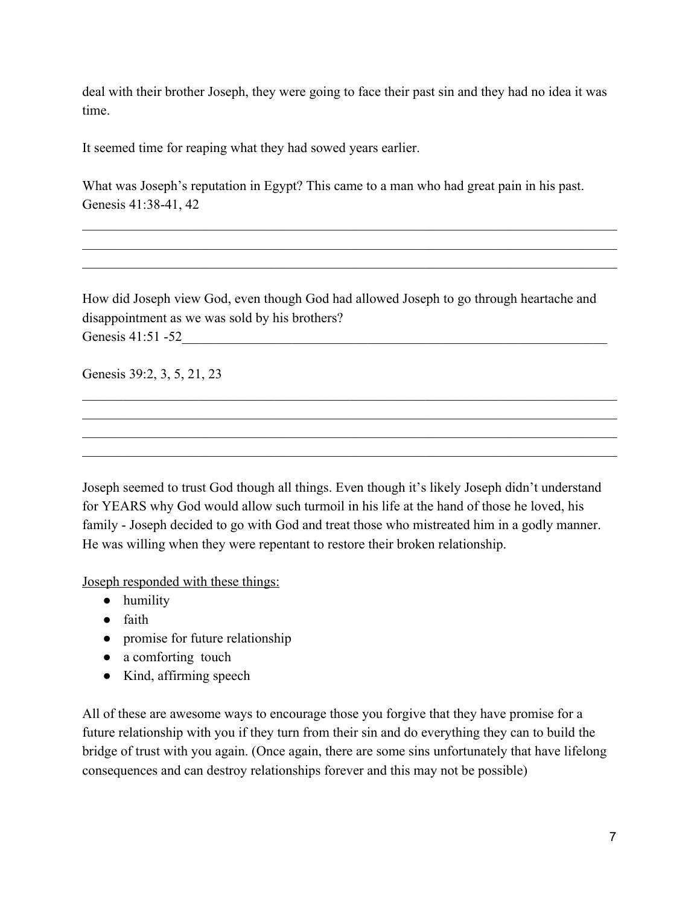deal with their brother Joseph, they were going to face their past sin and they had no idea it was time.

It seemed time for reaping what they had sowed years earlier.

What was Joseph's reputation in Egypt? This came to a man who had great pain in his past.
Genesis 41:38-41, 42

_______________________________________________________________________________
_______________________________________________________________________________
_______________________________________________________________________________

How did Joseph view God, even though God had allowed Joseph to go through heartache and disappointment as we was sold by his brothers?
Genesis 41:51 -52_________________________________________________________________

Genesis 39:2, 3, 5, 21, 23

_______________________________________________________________________________
_______________________________________________________________________________
_______________________________________________________________________________
_______________________________________________________________________________

Joseph seemed to trust God though all things. Even though it's likely Joseph didn't understand for YEARS why God would allow such turmoil in his life at the hand of those he loved, his family - Joseph decided to go with God and treat those who mistreated him in a godly manner. He was willing when they were repentant to restore their broken relationship.

<u>Joseph responded with these things:</u>

- humility
- faith
- promise for future relationship
- a comforting touch
- Kind, affirming speech

All of these are awesome ways to encourage those you forgive that they have promise for a future relationship with you if they turn from their sin and do everything they can to build the bridge of trust with you again. (Once again, there are some sins unfortunately that have lifelong consequences and can destroy relationships forever and this may not be possible)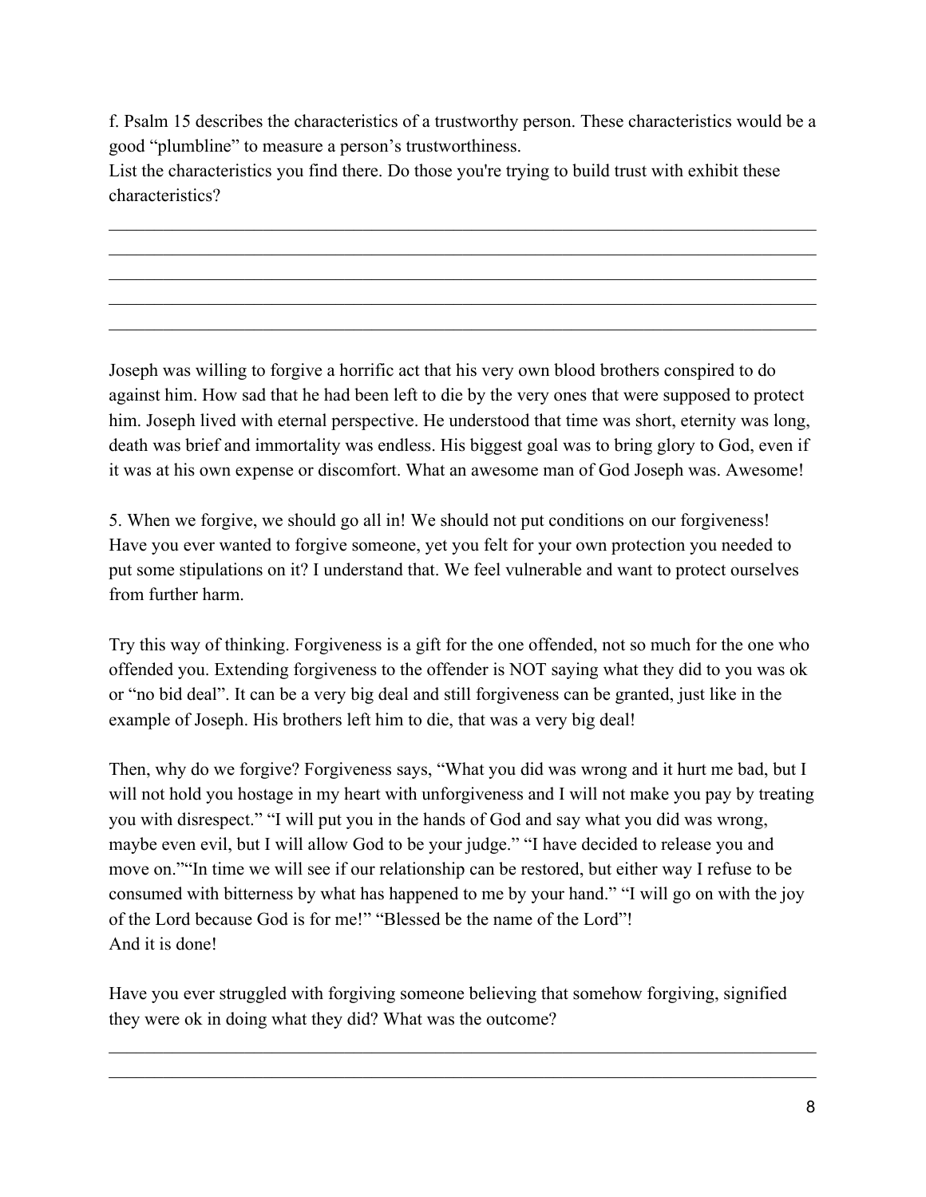f. Psalm 15 describes the characteristics of a trustworthy person. These characteristics would be a good “plumbline” to measure a person’s trustworthiness.
List the characteristics you find there. Do those you're trying to build trust with exhibit these characteristics?

______________________________________________________________________________
______________________________________________________________________________
______________________________________________________________________________
______________________________________________________________________________
______________________________________________________________________________

Joseph was willing to forgive a horrific act that his very own blood brothers conspired to do against him. How sad that he had been left to die by the very ones that were supposed to protect him. Joseph lived with eternal perspective. He understood that time was short, eternity was long, death was brief and immortality was endless. His biggest goal was to bring glory to God, even if it was at his own expense or discomfort. What an awesome man of God Joseph was. Awesome!

5. When we forgive, we should go all in! We should not put conditions on our forgiveness! Have you ever wanted to forgive someone, yet you felt for your own protection you needed to put some stipulations on it? I understand that. We feel vulnerable and want to protect ourselves from further harm.

Try this way of thinking. Forgiveness is a gift for the one offended, not so much for the one who offended you. Extending forgiveness to the offender is NOT saying what they did to you was ok or “no bid deal”. It can be a very big deal and still forgiveness can be granted, just like in the example of Joseph. His brothers left him to die, that was a very big deal!

Then, why do we forgive? Forgiveness says, “What you did was wrong and it hurt me bad, but I will not hold you hostage in my heart with unforgiveness and I will not make you pay by treating you with disrespect.” “I will put you in the hands of God and say what you did was wrong, maybe even evil, but I will allow God to be your judge.” “I have decided to release you and move on.”“In time we will see if our relationship can be restored, but either way I refuse to be consumed with bitterness by what has happened to me by your hand.” “I will go on with the joy of the Lord because God is for me!” “Blessed be the name of the Lord”!
And it is done!

Have you ever struggled with forgiving someone believing that somehow forgiving, signified they were ok in doing what they did? What was the outcome?

______________________________________________________________________________
______________________________________________________________________________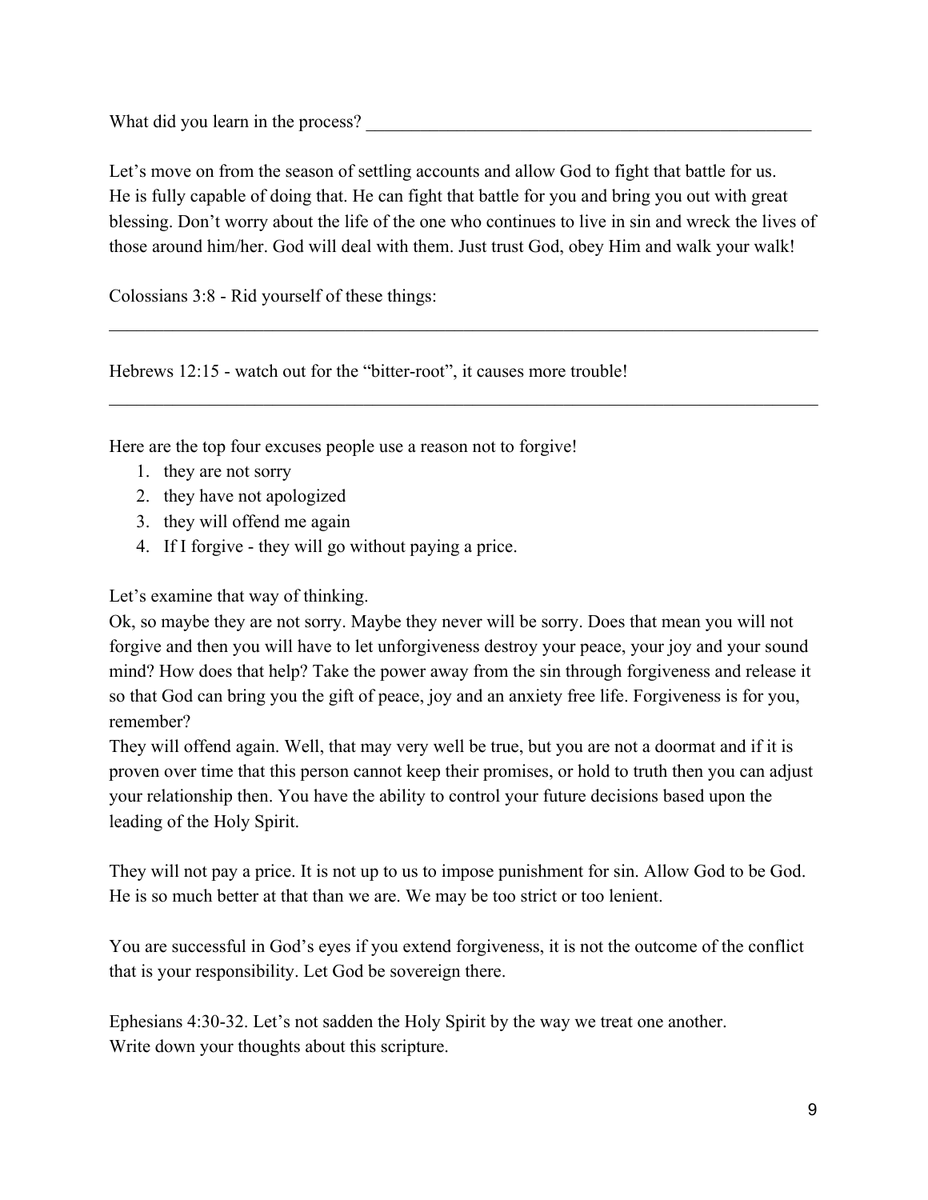What did you learn in the process? ____________________________________________________

Let's move on from the season of settling accounts and allow God to fight that battle for us. He is fully capable of doing that. He can fight that battle for you and bring you out with great blessing. Don't worry about the life of the one who continues to live in sin and wreck the lives of those around him/her. God will deal with them. Just trust God, obey Him and walk your walk!

Colossians 3:8 - Rid yourself of these things:

_____________________________________________________________________________

Hebrews 12:15 - watch out for the "bitter-root", it causes more trouble!

_____________________________________________________________________________

Here are the top four excuses people use a reason not to forgive!

1. they are not sorry
2. they have not apologized
3. they will offend me again
4. If I forgive - they will go without paying a price.

Let's examine that way of thinking.
Ok, so maybe they are not sorry. Maybe they never will be sorry. Does that mean you will not forgive and then you will have to let unforgiveness destroy your peace, your joy and your sound mind? How does that help? Take the power away from the sin through forgiveness and release it so that God can bring you the gift of peace, joy and an anxiety free life. Forgiveness is for you, remember?
They will offend again. Well, that may very well be true, but you are not a doormat and if it is proven over time that this person cannot keep their promises, or hold to truth then you can adjust your relationship then. You have the ability to control your future decisions based upon the leading of the Holy Spirit.

They will not pay a price. It is not up to us to impose punishment for sin. Allow God to be God. He is so much better at that than we are. We may be too strict or too lenient.

You are successful in God's eyes if you extend forgiveness, it is not the outcome of the conflict that is your responsibility. Let God be sovereign there.

Ephesians 4:30-32. Let's not sadden the Holy Spirit by the way we treat one another.
Write down your thoughts about this scripture.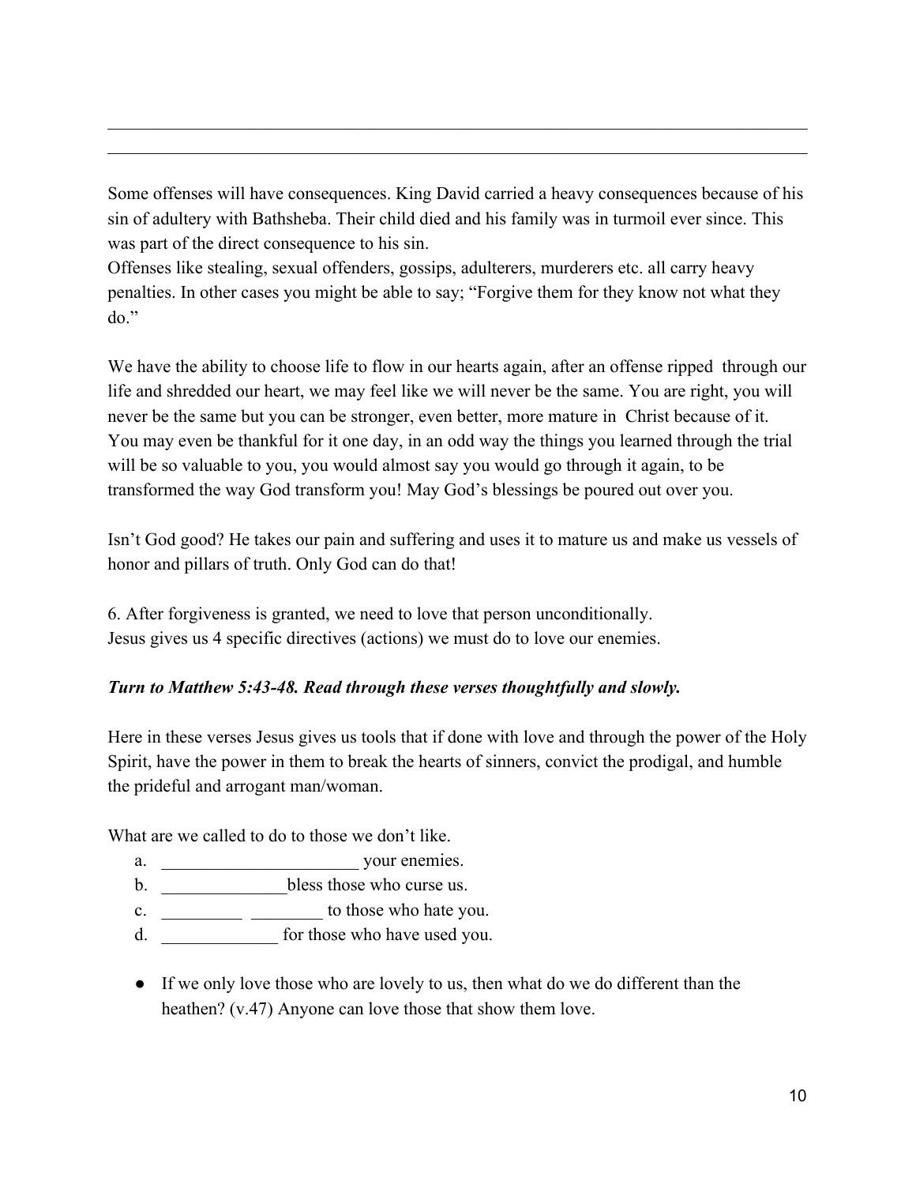_______________________________________________________________________________
_______________________________________________________________________________

Some offenses will have consequences. King David carried a heavy consequences because of his sin of adultery with Bathsheba. Their child died and his family was in turmoil ever since. This was part of the direct consequence to his sin.
Offenses like stealing, sexual offenders, gossips, adulterers, murderers etc. all carry heavy penalties. In other cases you might be able to say; "Forgive them for they know not what they do."

We have the ability to choose life to flow in our hearts again, after an offense ripped through our life and shredded our heart, we may feel like we will never be the same. You are right, you will never be the same but you can be stronger, even better, more mature in Christ because of it. You may even be thankful for it one day, in an odd way the things you learned through the trial will be so valuable to you, you would almost say you would go through it again, to be transformed the way God transform you! May God's blessings be poured out over you.

Isn't God good? He takes our pain and suffering and uses it to mature us and make us vessels of honor and pillars of truth. Only God can do that!

6. After forgiveness is granted, we need to love that person unconditionally.
Jesus gives us 4 specific directives (actions) we must do to love our enemies.

***Turn to Matthew 5:43-48. Read through these verses thoughtfully and slowly.***

Here in these verses Jesus gives us tools that if done with love and through the power of the Holy Spirit, have the power in them to break the hearts of sinners, convict the prodigal, and humble the prideful and arrogant man/woman.

What are we called to do to those we don't like.

a. ______________________ your enemies.
b. ______________bless those who curse us.
c. _________ ________ to those who hate you.
d. _____________ for those who have used you.

- If we only love those who are lovely to us, then what do we do different than the heathen? (v.47) Anyone can love those that show them love.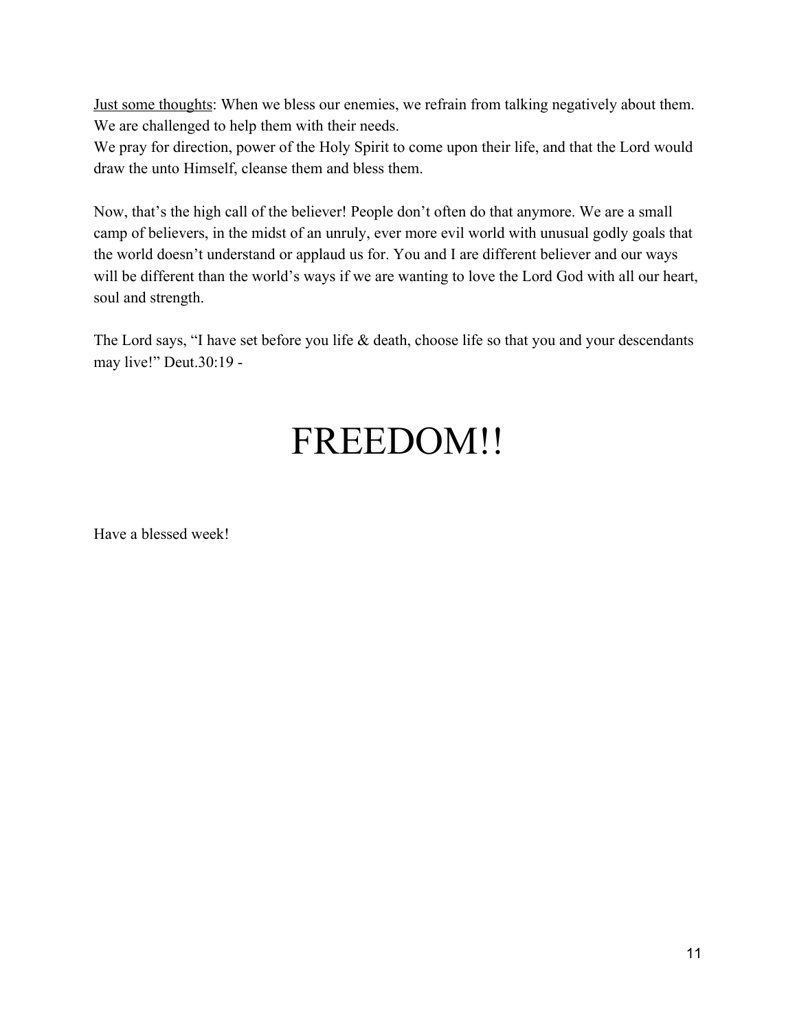<u>Just some thoughts</u>: When we bless our enemies, we refrain from talking negatively about them. We are challenged to help them with their needs.
We pray for direction, power of the Holy Spirit to come upon their life, and that the Lord would draw the unto Himself, cleanse them and bless them.

Now, that's the high call of the believer! People don't often do that anymore. We are a small camp of believers, in the midst of an unruly, ever more evil world with unusual godly goals that the world doesn't understand or applaud us for. You and I are different believer and our ways will be different than the world's ways if we are wanting to love the Lord God with all our heart, soul and strength.

The Lord says, "I have set before you life & death, choose life so that you and your descendants may live!" Deut.30:19 -

# FREEDOM!!

Have a blessed week!